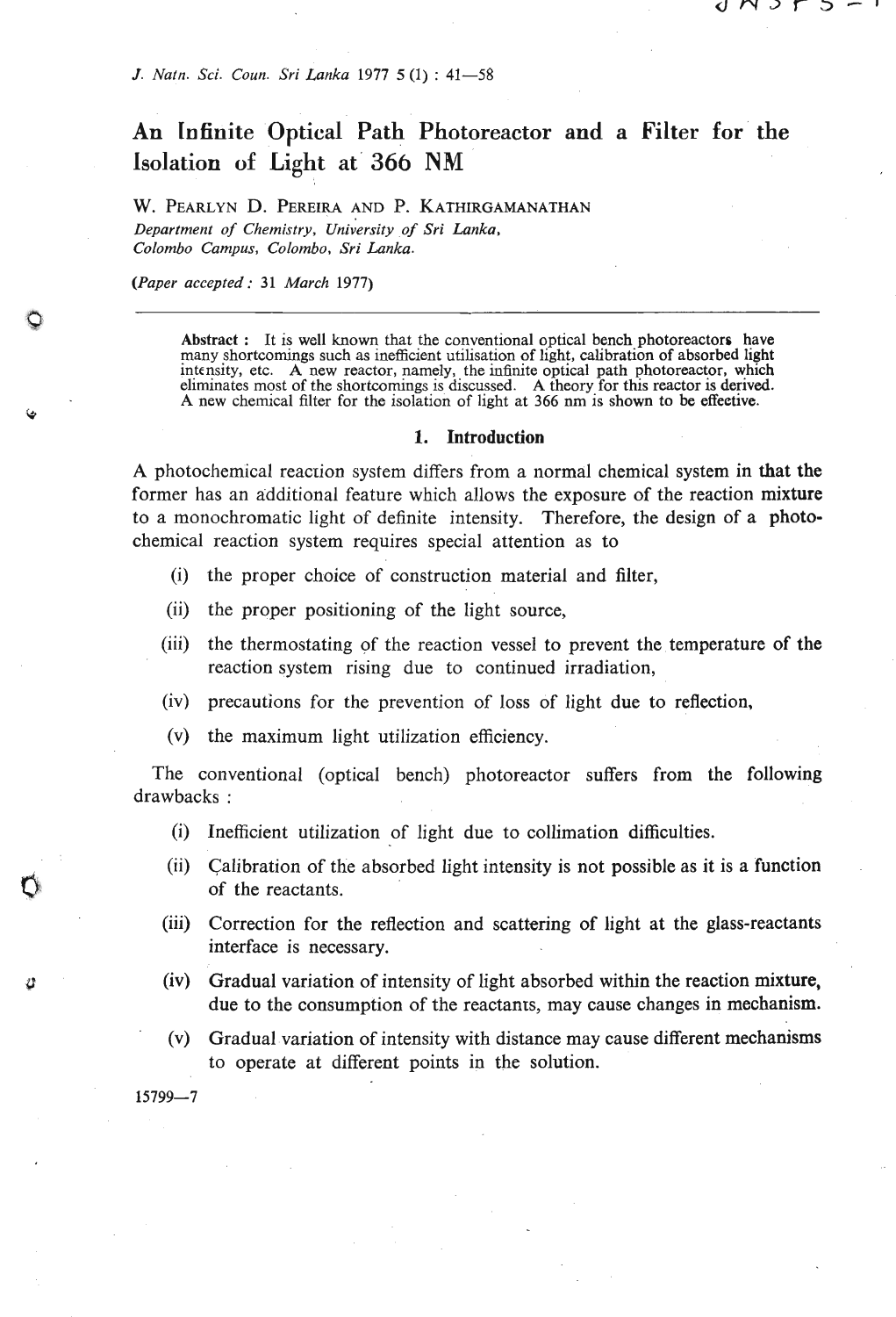# An Infinite Optical Path Photoreactor and a Filter for the Isolation of Light at 366 NM

W. PEARLYN D. PEREIRA AND P. KATHIRGAMANATHAN

*Department of Chemistry, University of Sri Lanka, Colombo Campus, Colombo, Sri Lanka.*

(*Paper accepted : 31 March 1977*)

**Abstract :** It is well known that the conventional optical bench photoreactors have many shortcomings such as inefficient utilisation of light, calibration of absorbed light intensity, etc. A new reactor, namely, the infinite optical path photoreactor, which eliminates most of the shortcomings is discussed. A theory for this reactor is derived. A new chemical filter for the isolation of light at 366 nm is shown to be effective.

## 1. Introduction

A photochemical reaction system differs from a normal chemical system in that the former has an additional feature which allows the exposure of the reaction mixture to a monochromatic light of definite intensity. Therefore, the design of a photochemical reaction system requires special attention as to

(i) the proper choice of construction material and filter,

(ii) the proper positioning of the light source,

(iii) the thermostating of the reaction vessel to prevent the temperature of the reaction system rising due to continued irradiation,

(iv) precautions for the prevention of loss of light due to reflection,

(v) the maximum light utilization efficiency.

The conventional (optical bench) photoreactor suffers from the following drawbacks :

(i) Inefficient utilization of light due to collimation difficulties.

(ii) Calibration of the absorbed light intensity is not possible as it is a function of the reactants.

(iii) Correction for the reflection and scattering of light at the glass-reactants interface is necessary.

(iv) Gradual variation of intensity of light absorbed within the reaction mixture, due to the consumption of the reactants, may cause changes in mechanism.

(v) Gradual variation of intensity with distance may cause different mechanisms to operate at different points in the solution.

15799—7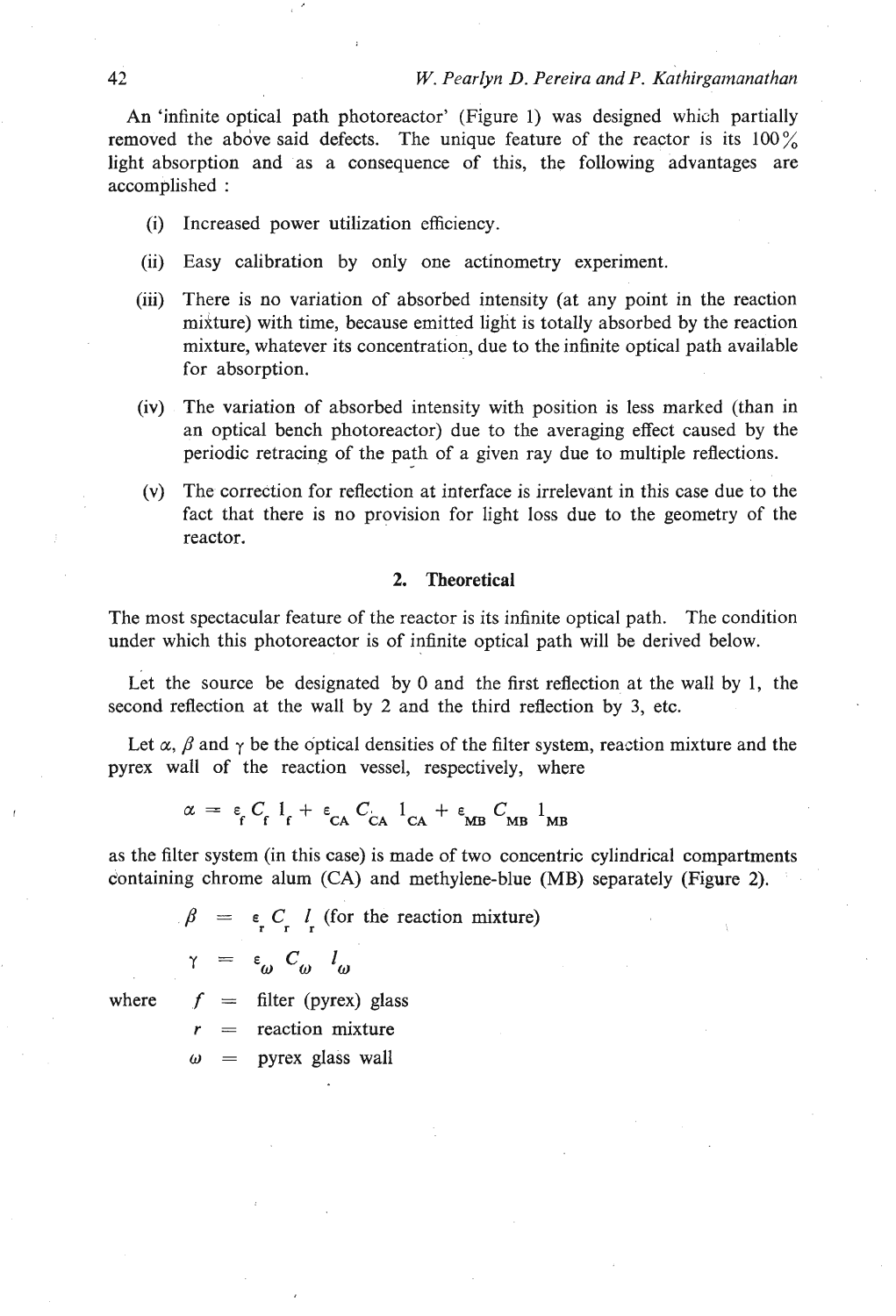An 'infinite optical path photoreactor' (Figure 1) was designed which partially removed the above said defects. The unique feature of the reactor is its 100% light absorption and as a consequence of this, the following advantages are accomplished :

(i) Increased power utilization efficiency.

(ii) Easy calibration by only one actinometry experiment.

(iii) There is no variation of absorbed intensity (at any point in the reaction mixture) with time, because emitted light is totally absorbed by the reaction mixture, whatever its concentration, due to the infinite optical path available for absorption.

(iv) The variation of absorbed intensity with position is less marked (than in an optical bench photoreactor) due to the averaging effect caused by the periodic retracing of the path of a given ray due to multiple reflections.

(v) The correction for reflection at interface is irrelevant in this case due to the fact that there is no provision for light loss due to the geometry of the reactor.

## 2. Theoretical

The most spectacular feature of the reactor is its infinite optical path. The condition under which this photoreactor is of infinite optical path will be derived below.

Let the source be designated by 0 and the first reflection at the wall by 1, the second reflection at the wall by 2 and the third reflection by 3, etc.

Let $\alpha$, $\beta$ and $\gamma$ be the optical densities of the filter system, reaction mixture and the pyrex wall of the reaction vessel, respectively, where

$$\alpha = \varepsilon_f C_f l_f + \varepsilon_{CA} C_{CA} l_{CA} + \varepsilon_{MB} C_{MB} l_{MB}$$

as the filter system (in this case) is made of two concentric cylindrical compartments containing chrome alum (CA) and methylene-blue (MB) separately (Figure 2).

$$\beta = \varepsilon_r C_r l_r \text{ (for the reaction mixture)}$$

$$\gamma = \varepsilon_\omega C_\omega l_\omega$$

where $f$ = filter (pyrex) glass

$r$ = reaction mixture

$\omega$ = pyrex glass wall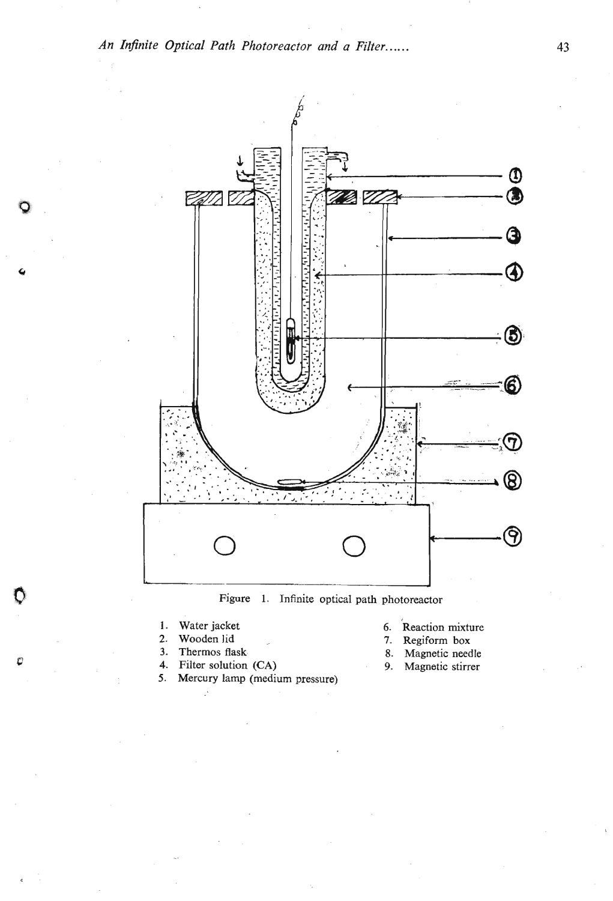Figure 1. Infinite optical path photoreactor

1. Water jacket
2. Wooden lid
3. Thermos flask
4. Filter solution (CA)
5. Mercury lamp (medium pressure)
6. Reaction mixture
7. Regiform box
8. Magnetic needle
9. Magnetic stirrer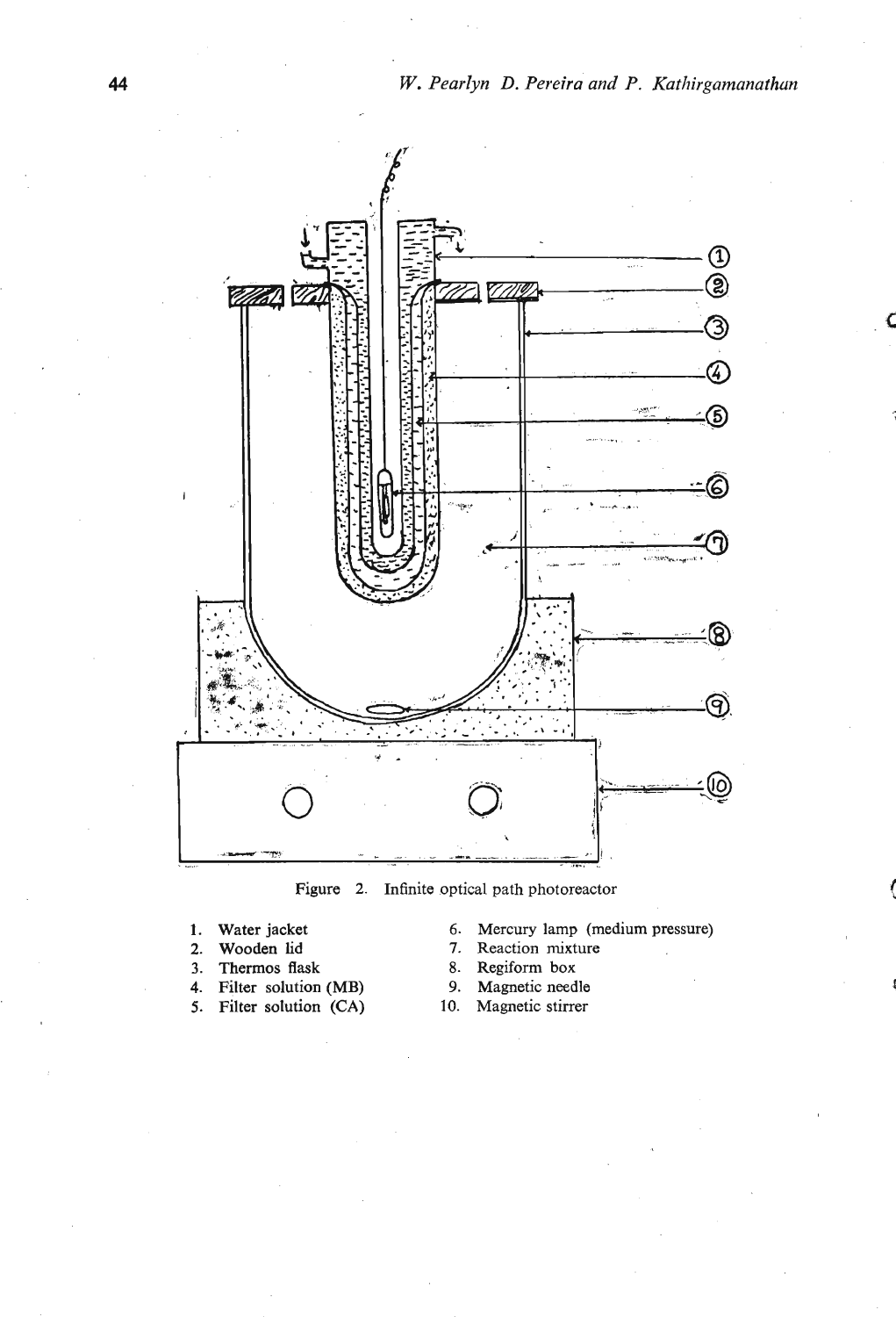Figure 2. Infinite optical path photoreactor

1. Water jacket
2. Wooden lid
3. Thermos flask
4. Filter solution (MB)
5. Filter solution (CA)
6. Mercury lamp (medium pressure)
7. Reaction mixture
8. Regiform box
9. Magnetic needle
10. Magnetic stirrer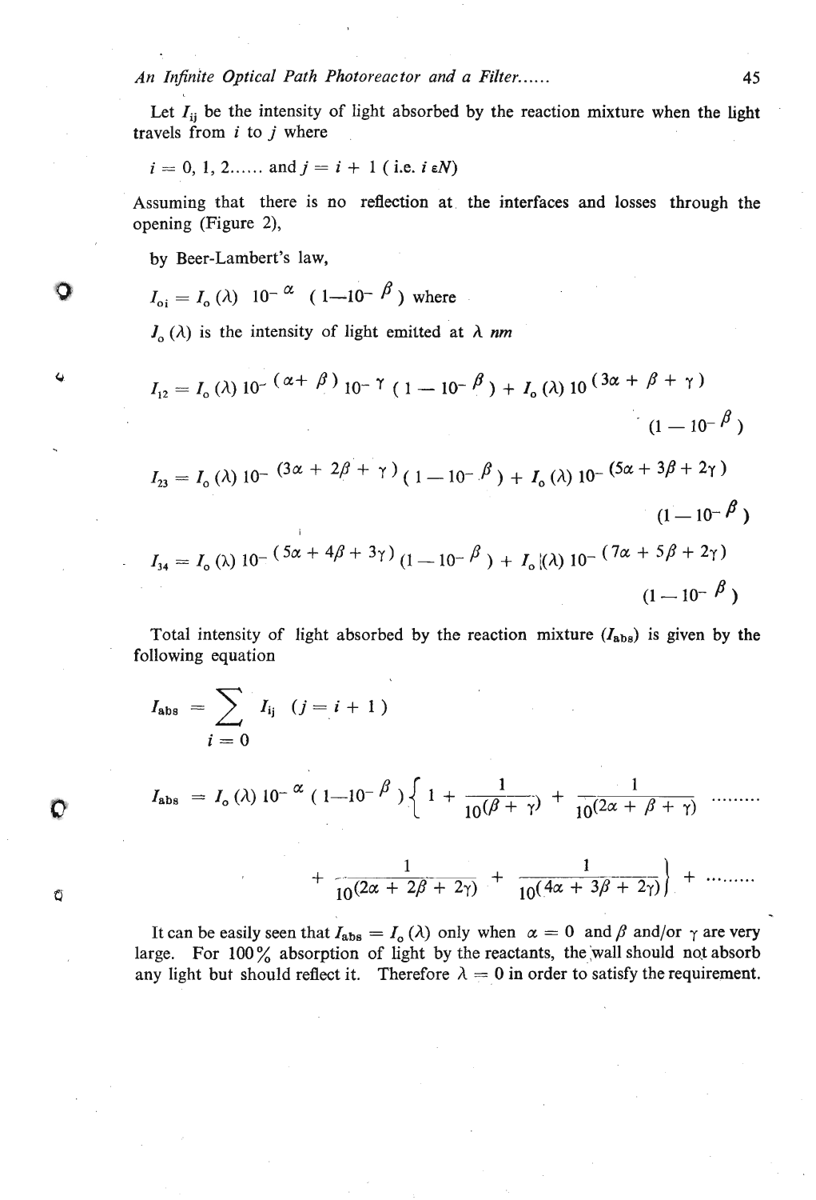Let $I_{ij}$ be the intensity of light absorbed by the reaction mixture when the light travels from $i$ to $j$ where

$i = 0, 1, 2......$ and $j = i + 1$ ( i.e. $i \in N$)

Assuming that there is no reflection at the interfaces and losses through the opening (Figure 2),

by Beer-Lambert's law,

$$I_{oi} = I_o(\lambda)\ 10^{-\alpha}\ (1 - 10^{-\beta})\ \text{where}$$

$I_o(\lambda)$ is the intensity of light emitted at $\lambda$ *nm*

$$I_{12} = I_o(\lambda)\ 10^{-(\alpha + \beta)}\ 10^{-\gamma}\ (1 - 10^{-\beta}) + I_o(\lambda)\ 10^{(3\alpha + \beta + \gamma)}\ (1 - 10^{-\beta})$$

$$I_{23} = I_o(\lambda)\ 10^{-(3\alpha + 2\beta + \gamma)}\ (1 - 10^{-\beta}) + I_o(\lambda)\ 10^{-(5\alpha + 3\beta + 2\gamma)}\ (1 - 10^{-\beta})$$

$$I_{34} = I_o(\lambda)\ 10^{-(5\alpha + 4\beta + 3\gamma)}\ (1 - 10^{-\beta}) + I_o(\lambda)\ 10^{-(7\alpha + 5\beta + 2\gamma)}\ (1 - 10^{-\beta})$$

Total intensity of light absorbed by the reaction mixture ($I_{abs}$) is given by the following equation

$$I_{abs} = \sum_{i=0} I_{ij}\quad (j = i + 1)$$

$$I_{abs} = I_o(\lambda)\ 10^{-\alpha}\ (1 - 10^{-\beta}) \left\{ 1 + \frac{1}{10^{(\beta + \gamma)}} + \frac{1}{10^{(2\alpha + \beta + \gamma)}} \cdots\cdots \right.$$

$$\left. + \frac{1}{10^{(2\alpha + 2\beta + 2\gamma)}} + \frac{1}{10^{(4\alpha + 3\beta + 2\gamma)}} \right\} + \cdots\cdots$$

It can be easily seen that $I_{abs} = I_o(\lambda)$ only when $\alpha = 0$ and $\beta$ and/or $\gamma$ are very large. For 100% absorption of light by the reactants, the wall should not absorb any light but should reflect it. Therefore $\lambda = 0$ in order to satisfy the requirement.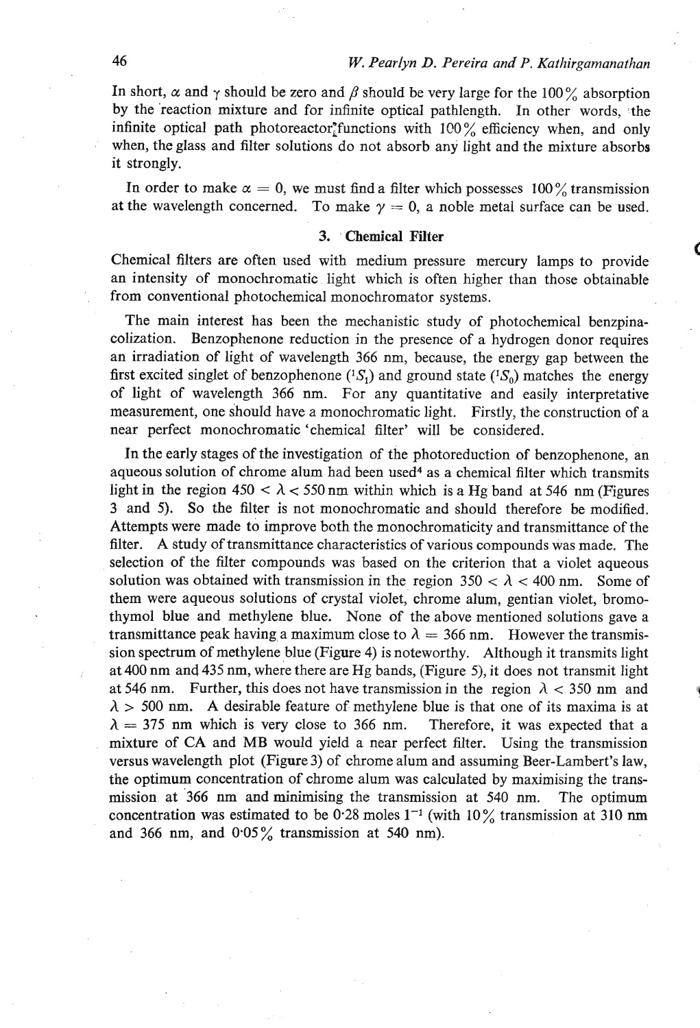In short, $\alpha$ and $\gamma$ should be zero and $\beta$ should be very large for the 100% absorption by the reaction mixture and for infinite optical pathlength. In other words, the infinite optical path photoreactor functions with 100% efficiency when, and only when, the glass and filter solutions do not absorb any light and the mixture absorbs it strongly.

In order to make $\alpha = 0$, we must find a filter which possesses 100% transmission at the wavelength concerned. To make $\gamma = 0$, a noble metal surface can be used.

### 3. Chemical Filter

Chemical filters are often used with medium pressure mercury lamps to provide an intensity of monochromatic light which is often higher than those obtainable from conventional photochemical monochromator systems.

The main interest has been the mechanistic study of photochemical benzpinacolization. Benzophenone reduction in the presence of a hydrogen donor requires an irradiation of light of wavelength 366 nm, because, the energy gap between the first excited singlet of benzophenone ($^1S_1$) and ground state ($^1S_0$) matches the energy of light of wavelength 366 nm. For any quantitative and easily interpretative measurement, one should have a monochromatic light. Firstly, the construction of a near perfect monochromatic 'chemical filter' will be considered.

In the early stages of the investigation of the photoreduction of benzophenone, an aqueous solution of chrome alum had been used[4] as a chemical filter which transmits light in the region $450 < \lambda < 550$ nm within which is a Hg band at 546 nm (Figures 3 and 5). So the filter is not monochromatic and should therefore be modified. Attempts were made to improve both the monochromaticity and transmittance of the filter. A study of transmittance characteristics of various compounds was made. The selection of the filter compounds was based on the criterion that a violet aqueous solution was obtained with transmission in the region $350 < \lambda < 400$ nm. Some of them were aqueous solutions of crystal violet, chrome alum, gentian violet, bromothymol blue and methylene blue. None of the above mentioned solutions gave a transmittance peak having a maximum close to $\lambda = 366$ nm. However the transmission spectrum of methylene blue (Figure 4) is noteworthy. Although it transmits light at 400 nm and 435 nm, where there are Hg bands, (Figure 5), it does not transmit light at 546 nm. Further, this does not have transmission in the region $\lambda < 350$ nm and $\lambda > 500$ nm. A desirable feature of methylene blue is that one of its maxima is at $\lambda = 375$ nm which is very close to 366 nm. Therefore, it was expected that a mixture of CA and MB would yield a near perfect filter. Using the transmission versus wavelength plot (Figure 3) of chrome alum and assuming Beer-Lambert's law, the optimum concentration of chrome alum was calculated by maximising the transmission at 366 nm and minimising the transmission at 540 nm. The optimum concentration was estimated to be 0·28 moles $l^{-1}$ (with 10% transmission at 310 nm and 366 nm, and 0·05% transmission at 540 nm).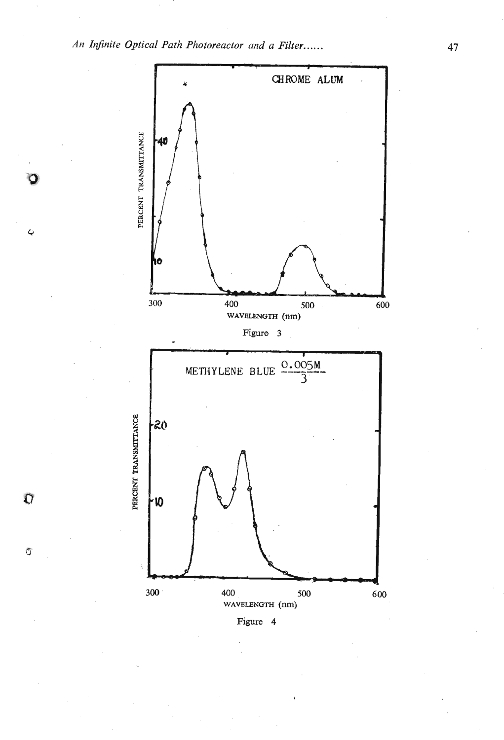Figure 3

Figure 4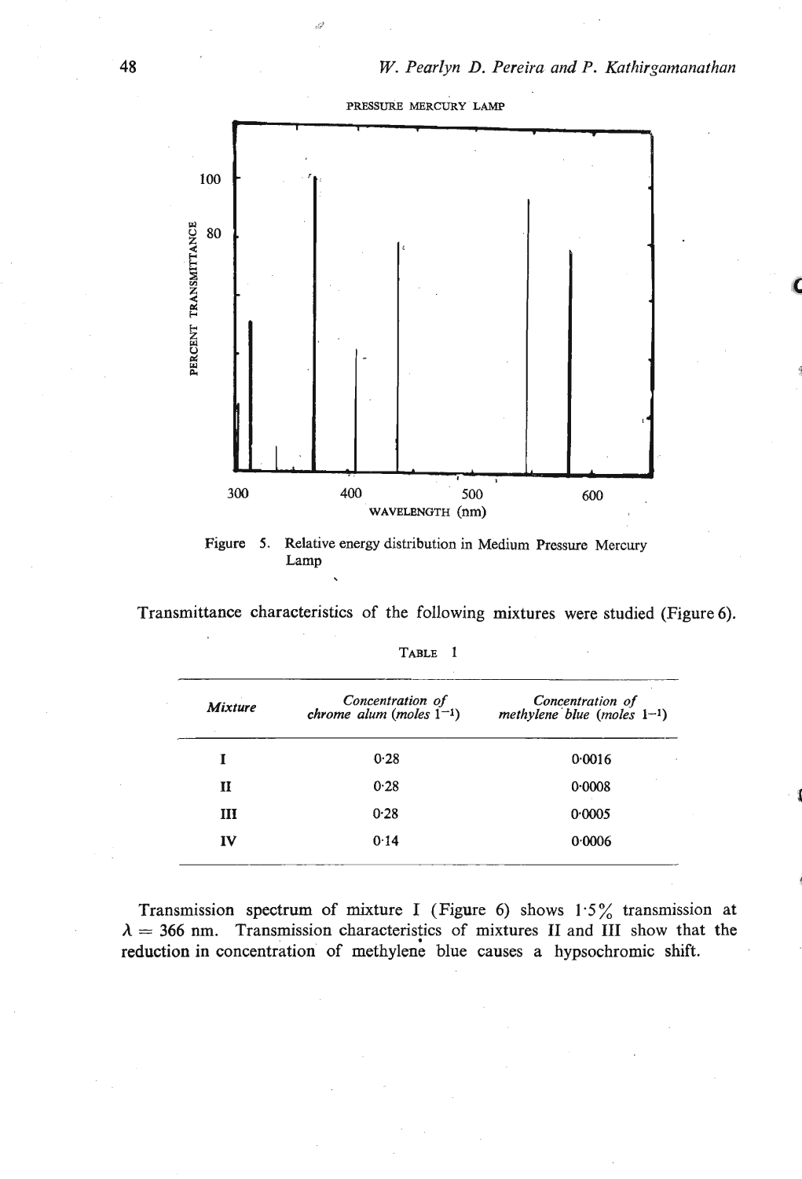Figure 5. Relative energy distribution in Medium Pressure Mercury Lamp

Transmittance characteristics of the following mixtures were studied (Figure 6).

TABLE 1

| *Mixture* | *Concentration of chrome alum (moles $l^{-1}$)* | *Concentration of methylene blue (moles $l^{-1}$)* |
|---|---|---|
| I | 0·28 | 0·0016 |
| II | 0·28 | 0·0008 |
| III | 0·28 | 0·0005 |
| IV | 0·14 | 0·0006 |

Transmission spectrum of mixture I (Figure 6) shows 1·5% transmission at $\lambda = 366$ nm. Transmission characteristics of mixtures II and III show that the reduction in concentration of methylene blue causes a hypsochromic shift.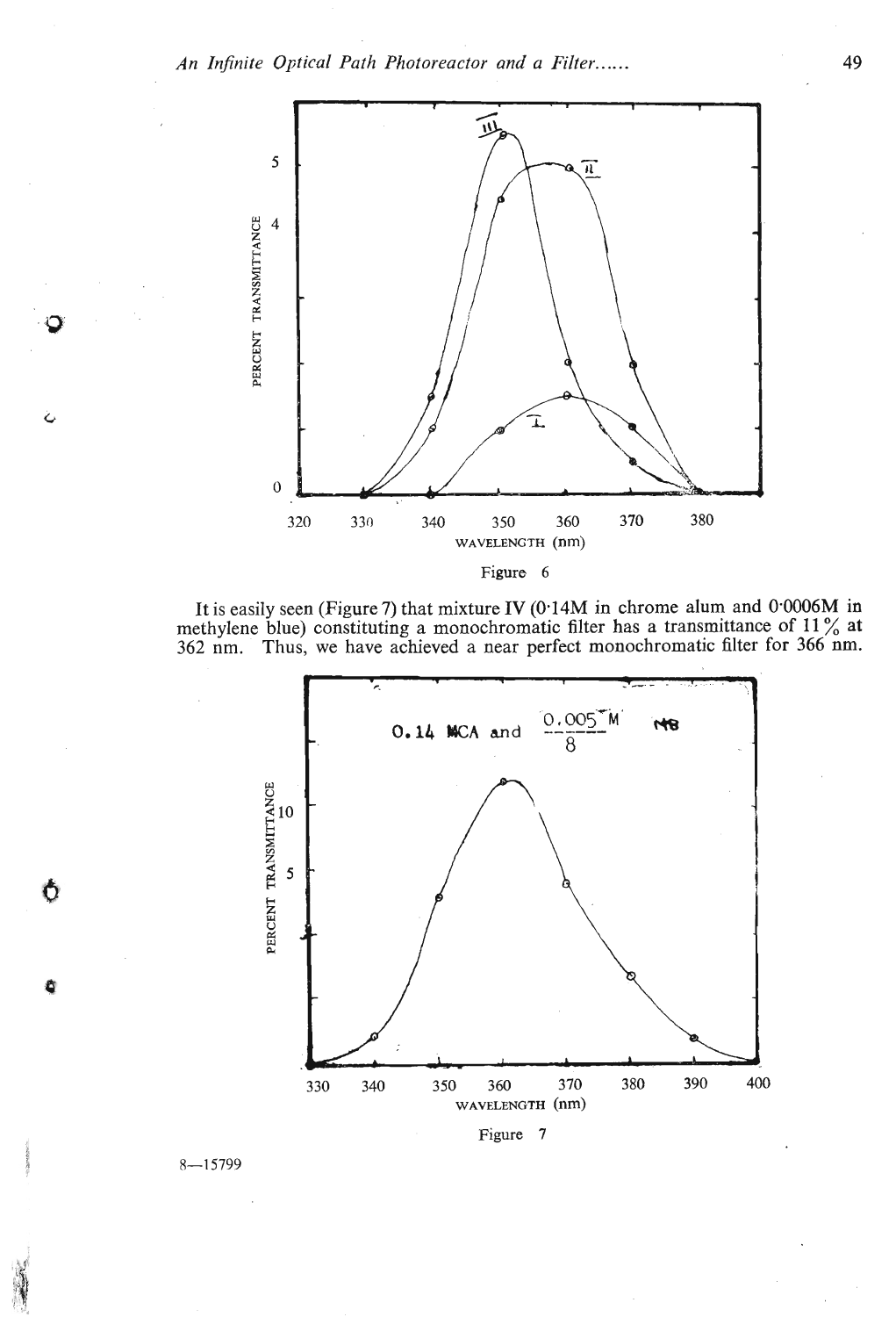Figure 6

It is easily seen (Figure 7) that mixture IV (0·14M in chrome alum and 0·0006M in methylene blue) constituting a monochromatic filter has a transmittance of 11% at 362 nm. Thus, we have achieved a near perfect monochromatic filter for 366 nm.

Figure 7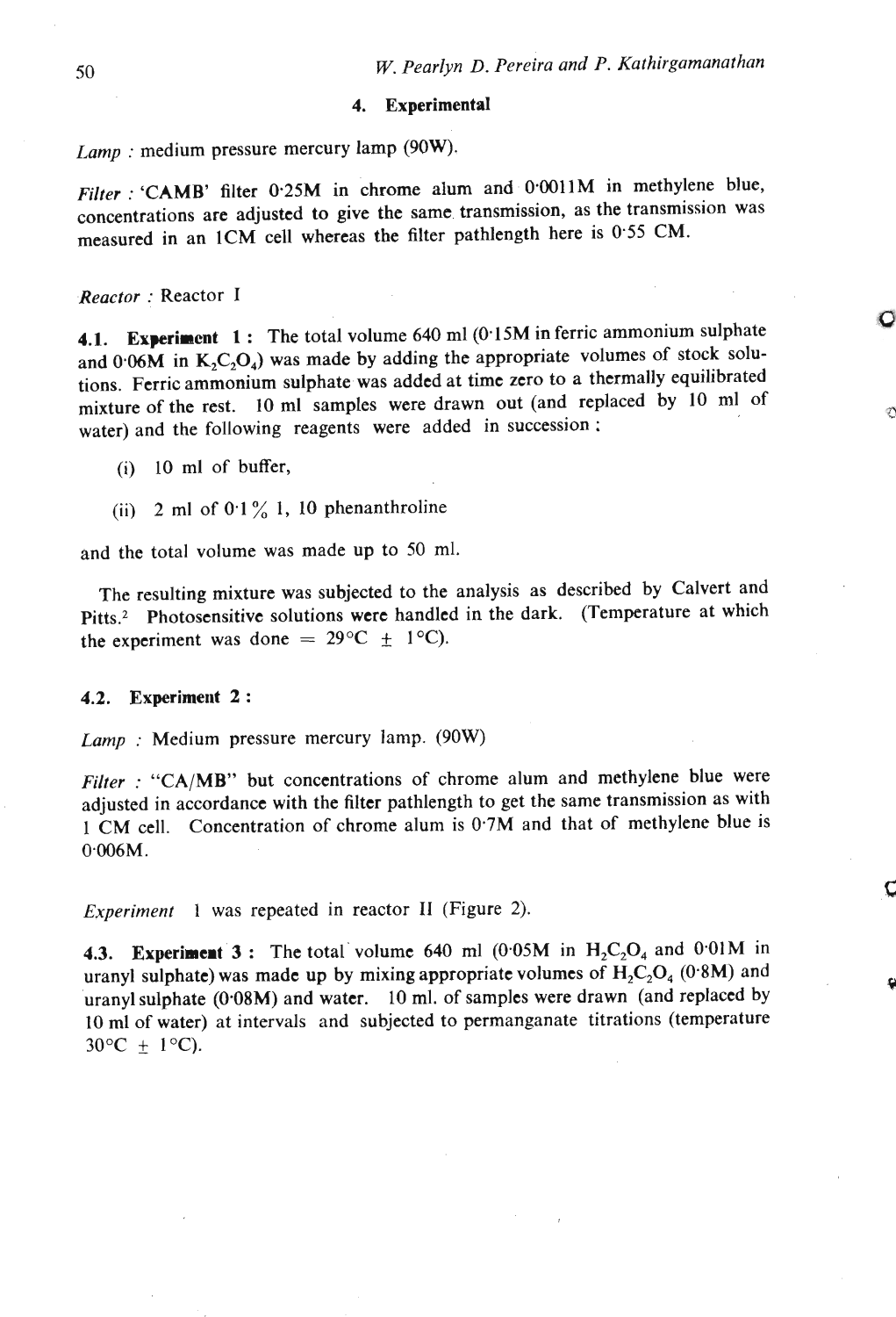## 4. Experimental

*Lamp* : medium pressure mercury lamp (90W).

*Filter* : 'CAMB' filter 0·25M in chrome alum and 0·0011M in methylene blue, concentrations are adjusted to give the same transmission, as the transmission was measured in an 1CM cell whereas the filter pathlength here is 0·55 CM.

*Reactor* : Reactor I

**4.1. Experiment 1 :** The total volume 640 ml (0·15M in ferric ammonium sulphate and 0·06M in $K_2C_2O_4$) was made by adding the appropriate volumes of stock solutions. Ferric ammonium sulphate was added at time zero to a thermally equilibrated mixture of the rest. 10 ml samples were drawn out (and replaced by 10 ml of water) and the following reagents were added in succession ;

(i) 10 ml of buffer,

(ii) 2 ml of 0·1% 1, 10 phenanthroline

and the total volume was made up to 50 ml.

The resulting mixture was subjected to the analysis as described by Calvert and Pitts.[2] Photosensitive solutions were handled in the dark. (Temperature at which the experiment was done = 29°C ± 1°C).

**4.2. Experiment 2 :**

*Lamp* : Medium pressure mercury lamp. (90W)

*Filter* : "CA/MB" but concentrations of chrome alum and methylene blue were adjusted in accordance with the filter pathlength to get the same transmission as with 1 CM cell. Concentration of chrome alum is 0·7M and that of methylene blue is 0·006M.

*Experiment* 1 was repeated in reactor II (Figure 2).

**4.3. Experiment 3 :** The total volume 640 ml (0·05M in $H_2C_2O_4$ and 0·01M in uranyl sulphate) was made up by mixing appropriate volumes of $H_2C_2O_4$ (0·8M) and uranyl sulphate (0·08M) and water. 10 ml. of samples were drawn (and replaced by 10 ml of water) at intervals and subjected to permanganate titrations (temperature 30°C ± 1°C).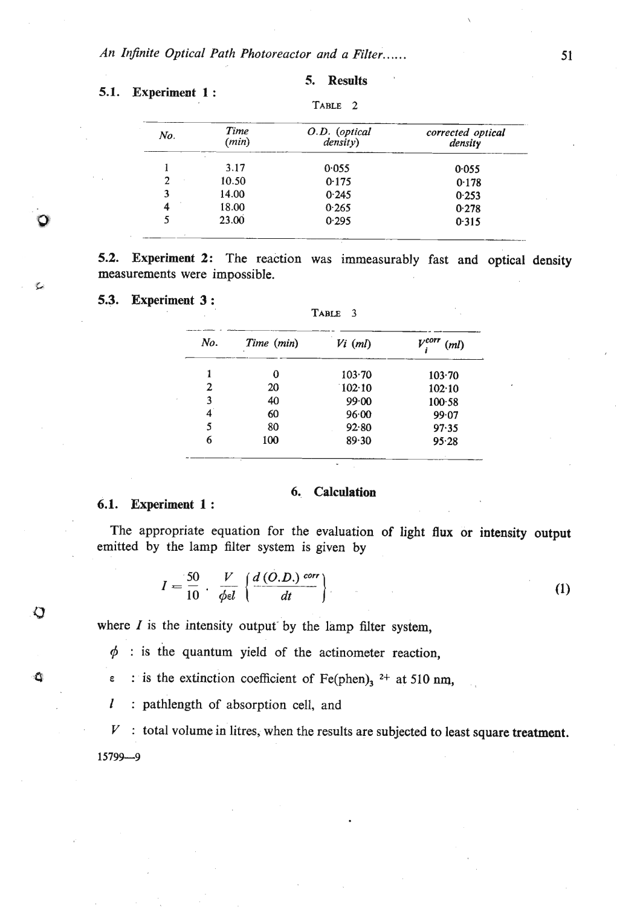## 5. Results

### 5.1. Experiment 1 :

TABLE 2

| No. | Time (min) | O.D. (optical density) | corrected optical density |
|---|---|---|---|
| 1 | 3.17 | 0·055 | 0·055 |
| 2 | 10.50 | 0·175 | 0·178 |
| 3 | 14.00 | 0·245 | 0·253 |
| 4 | 18.00 | 0·265 | 0·278 |
| 5 | 23.00 | 0·295 | 0·315 |

### 5.2. Experiment 2:

The reaction was immeasurably fast and optical density measurements were impossible.

### 5.3. Experiment 3 :

TABLE 3

| No. | Time (min) | Vi (ml) | $V_i^{corr}$ (ml) |
|---|---|---|---|
| 1 | 0 | 103·70 | 103·70 |
| 2 | 20 | 102·10 | 102·10 |
| 3 | 40 | 99·00 | 100·58 |
| 4 | 60 | 96·00 | 99·07 |
| 5 | 80 | 92·80 | 97·35 |
| 6 | 100 | 89·30 | 95·28 |

## 6. Calculation

### 6.1. Experiment 1 :

The appropriate equation for the evaluation of light flux or intensity output emitted by the lamp filter system is given by

$$I = \frac{50}{10} \cdot \frac{V}{\phi \varepsilon l} \left\{ \frac{d\,(O.D.)^{corr}}{dt} \right\} \tag{1}$$

where $I$ is the intensity output by the lamp filter system,

$\phi$ : is the quantum yield of the actinometer reaction,

$\varepsilon$ : is the extinction coefficient of $Fe(phen)_3{}^{2+}$ at 510 nm,

$l$ : pathlength of absorption cell, and

$V$ : total volume in litres, when the results are subjected to least square treatment.

15799—9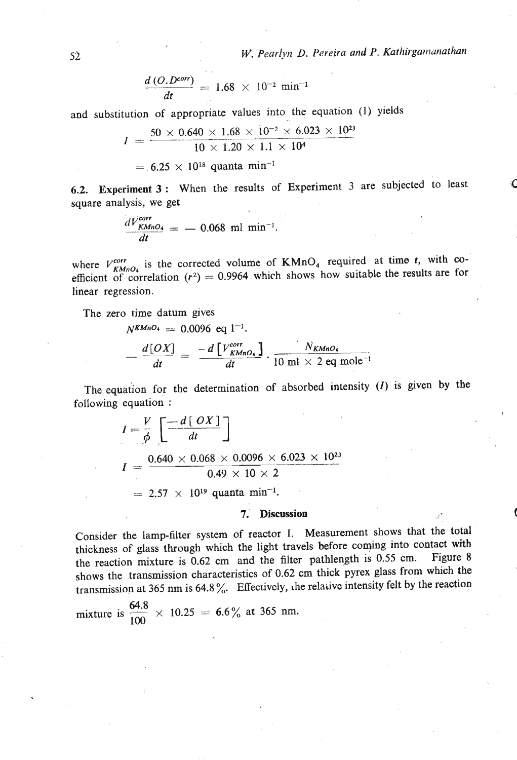$$\frac{d\,(O.D^{corr})}{dt} = 1.68 \times 10^{-2}\ \text{min}^{-1}$$

and substitution of appropriate values into the equation (1) yields

$$I = \frac{50 \times 0.640 \times 1.68 \times 10^{-2} \times 6.023 \times 10^{23}}{10 \times 1.20 \times 1.1 \times 10^{4}}$$

$$= 6.25 \times 10^{18}\ \text{quanta min}^{-1}$$

**6.2. Experiment 3 :** When the results of Experiment 3 are subjected to least square analysis, we get

$$\frac{dV^{corr}_{KMnO_4}}{dt} = -\ 0.068\ \text{ml min}^{-1}.$$

where $V^{corr}_{KMnO_4}$ is the corrected volume of $KMnO_4$ required at time $t$, with coefficient of correlation ($r^2$) = 0.9964 which shows how suitable the results are for linear regression.

The zero time datum gives

$$N^{KMnO_4} = 0.0096\ \text{eq l}^{-1}.$$

$$-\frac{d[OX]}{dt} = \frac{-d\left[V^{corr}_{KMnO_4}\right]}{dt} \cdot \frac{N_{KMnO_4}}{10\ \text{ml} \times 2\ \text{eq mole}^{-1}}$$

The equation for the determination of absorbed intensity ($I$) is given by the following equation :

$$I = \frac{V}{\phi}\left[\frac{-d[\,OX\,]}{dt}\right]$$

$$I = \frac{0.640 \times 0.068 \times 0.0096 \times 6.023 \times 10^{23}}{0.49 \times 10 \times 2}$$

$$= 2.57 \times 10^{19}\ \text{quanta min}^{-1}.$$

## 7. Discussion

Consider the lamp-filter system of reactor I. Measurement shows that the total thickness of glass through which the light travels before coming into contact with the reaction mixture is 0.62 cm and the filter pathlength is 0.55 cm. Figure 8 shows the transmission characteristics of 0.62 cm thick pyrex glass from which the transmission at 365 nm is 64.8%. Effectively, the relative intensity felt by the reaction mixture is $\frac{64.8}{100} \times 10.25 = 6.6\%$ at 365 nm.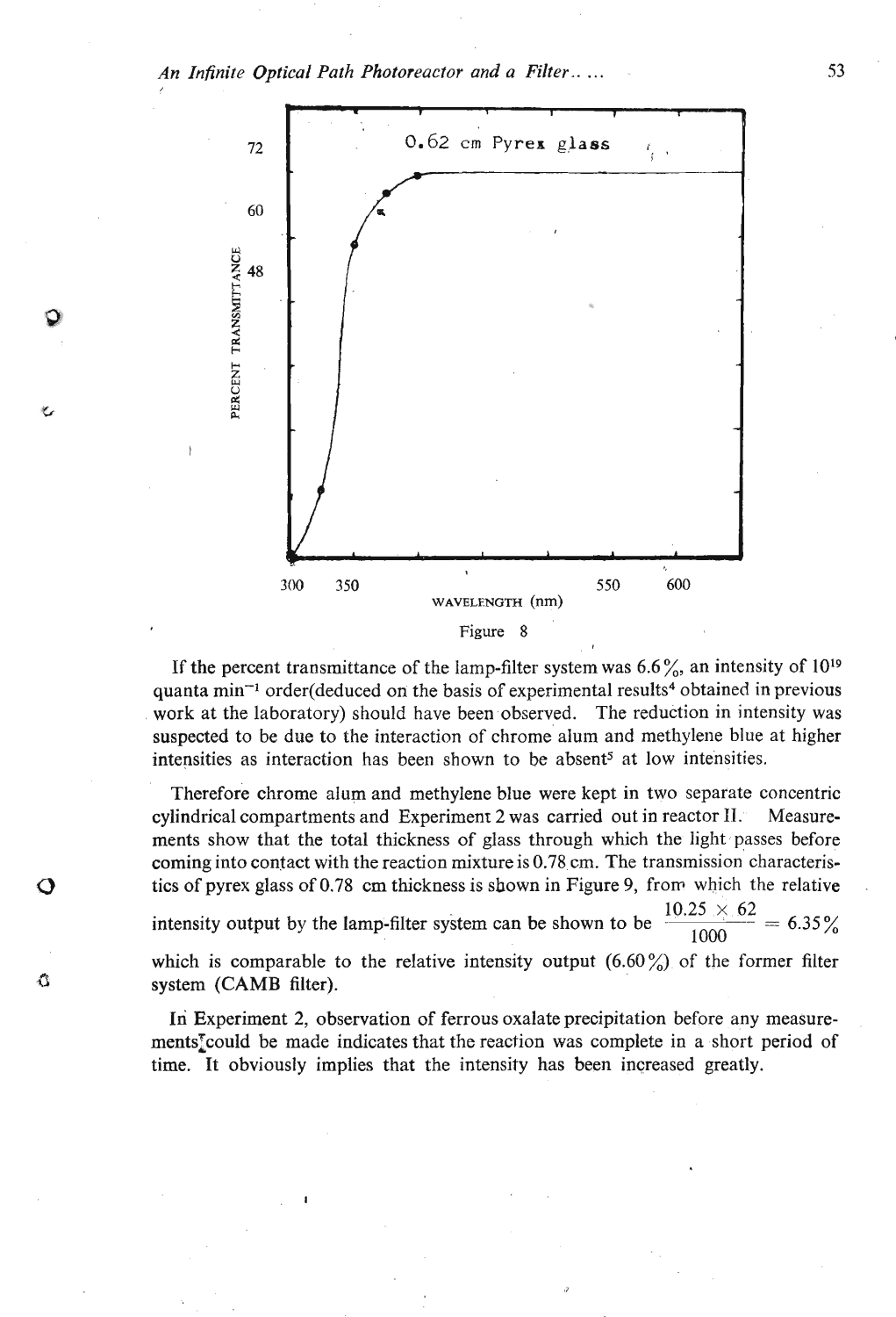Figure 8

If the percent transmittance of the lamp-filter system was 6.6%, an intensity of $10^{19}$ quanta min$^{-1}$ order(deduced on the basis of experimental results[4] obtained in previous work at the laboratory) should have been observed. The reduction in intensity was suspected to be due to the interaction of chrome alum and methylene blue at higher intensities as interaction has been shown to be absent[5] at low intensities.

Therefore chrome alum and methylene blue were kept in two separate concentric cylindrical compartments and Experiment 2 was carried out in reactor II. Measurements show that the total thickness of glass through which the light passes before coming into contact with the reaction mixture is 0.78 cm. The transmission characteristics of pyrex glass of 0.78 cm thickness is shown in Figure 9, from which the relative intensity output by the lamp-filter system can be shown to be $\frac{10.25 \times 62}{1000} = 6.35\%$ which is comparable to the relative intensity output (6.60%) of the former filter system (CAMB filter).

In Experiment 2, observation of ferrous oxalate precipitation before any measurements could be made indicates that the reaction was complete in a short period of time. It obviously implies that the intensity has been increased greatly.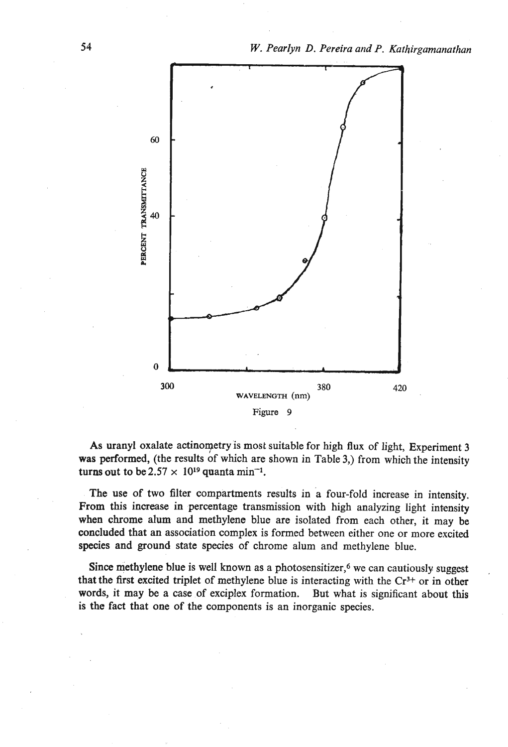Figure 9

As uranyl oxalate actinometry is most suitable for high flux of light, Experiment 3 was performed, (the results of which are shown in Table 3,) from which the intensity turns out to be $2.57 \times 10^{19}$ quanta $min^{-1}$.

The use of two filter compartments results in a four-fold increase in intensity. From this increase in percentage transmission with high analyzing light intensity when chrome alum and methylene blue are isolated from each other, it may be concluded that an association complex is formed between either one or more excited species and ground state species of chrome alum and methylene blue.

Since methylene blue is well known as a photosensitizer,[6] we can cautiously suggest that the first excited triplet of methylene blue is interacting with the $Cr^{3+}$ or in other words, it may be a case of exciplex formation. But what is significant about this is the fact that one of the components is an inorganic species.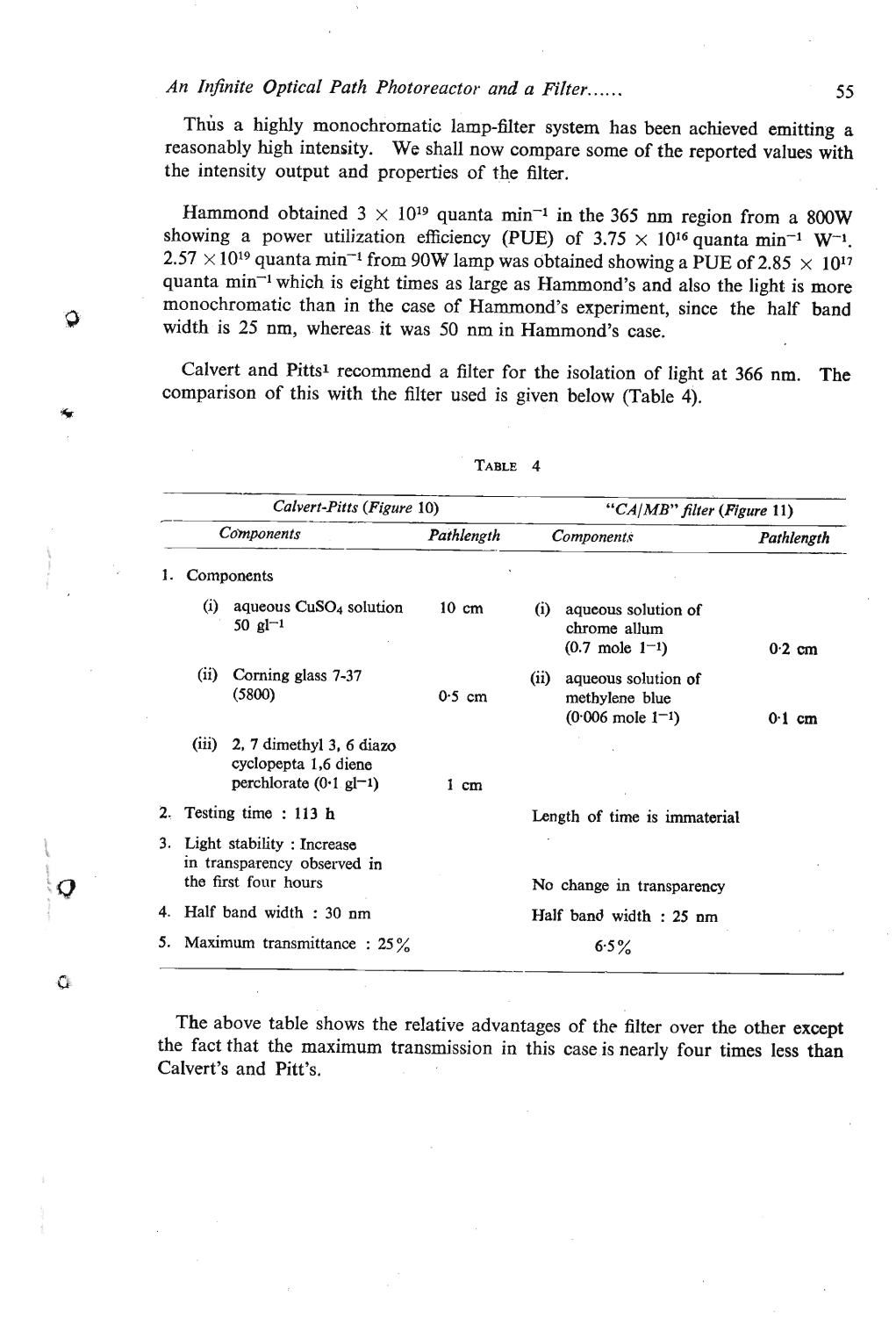Thus a highly monochromatic lamp-filter system has been achieved emitting a reasonably high intensity. We shall now compare some of the reported values with the intensity output and properties of the filter.

Hammond obtained $3 \times 10^{19}$ quanta $min^{-1}$ in the 365 nm region from a 800W showing a power utilization efficiency (PUE) of $3.75 \times 10^{16}$ quanta $min^{-1}$ $W^{-1}$. $2.57 \times 10^{19}$ quanta $min^{-1}$ from 90W lamp was obtained showing a PUE of $2.85 \times 10^{17}$ quanta $min^{-1}$ which is eight times as large as Hammond's and also the light is more monochromatic than in the case of Hammond's experiment, since the half band width is 25 nm, whereas it was 50 nm in Hammond's case.

Calvert and Pitts[1] recommend a filter for the isolation of light at 366 nm. The comparison of this with the filter used is given below (Table 4).

TABLE 4

| *Calvert-Pitts* (*Figure* 10) | | "*CA/MB*" *filter* (*Figure* 11) | |
|---|---|---|---|
| *Components* | *Pathlength* | *Components* | *Pathlength* |
| 1. Components | | | |
| (i) aqueous $CuSO_4$ solution 50 $gl^{-1}$ | 10 cm | (i) aqueous solution of chrome allum (0.7 mole $l^{-1}$) | 0·2 cm |
| (ii) Corning glass 7-37 (5800) | 0·5 cm | (ii) aqueous solution of methylene blue (0·006 mole $l^{-1}$) | 0·1 cm |
| (iii) 2, 7 dimethyl 3, 6 diazo cyclopepta 1,6 diene perchlorate (0·1 $gl^{-1}$) | 1 cm | | |
| 2. Testing time : 113 h | | Length of time is immaterial | |
| 3. Light stability : Increase in transparency observed in the first four hours | | No change in transparency | |
| 4. Half band width : 30 nm | | Half band width : 25 nm | |
| 5. Maximum transmittance : 25% | | 6·5% | |

The above table shows the relative advantages of the filter over the other except the fact that the maximum transmission in this case is nearly four times less than Calvert's and Pitt's.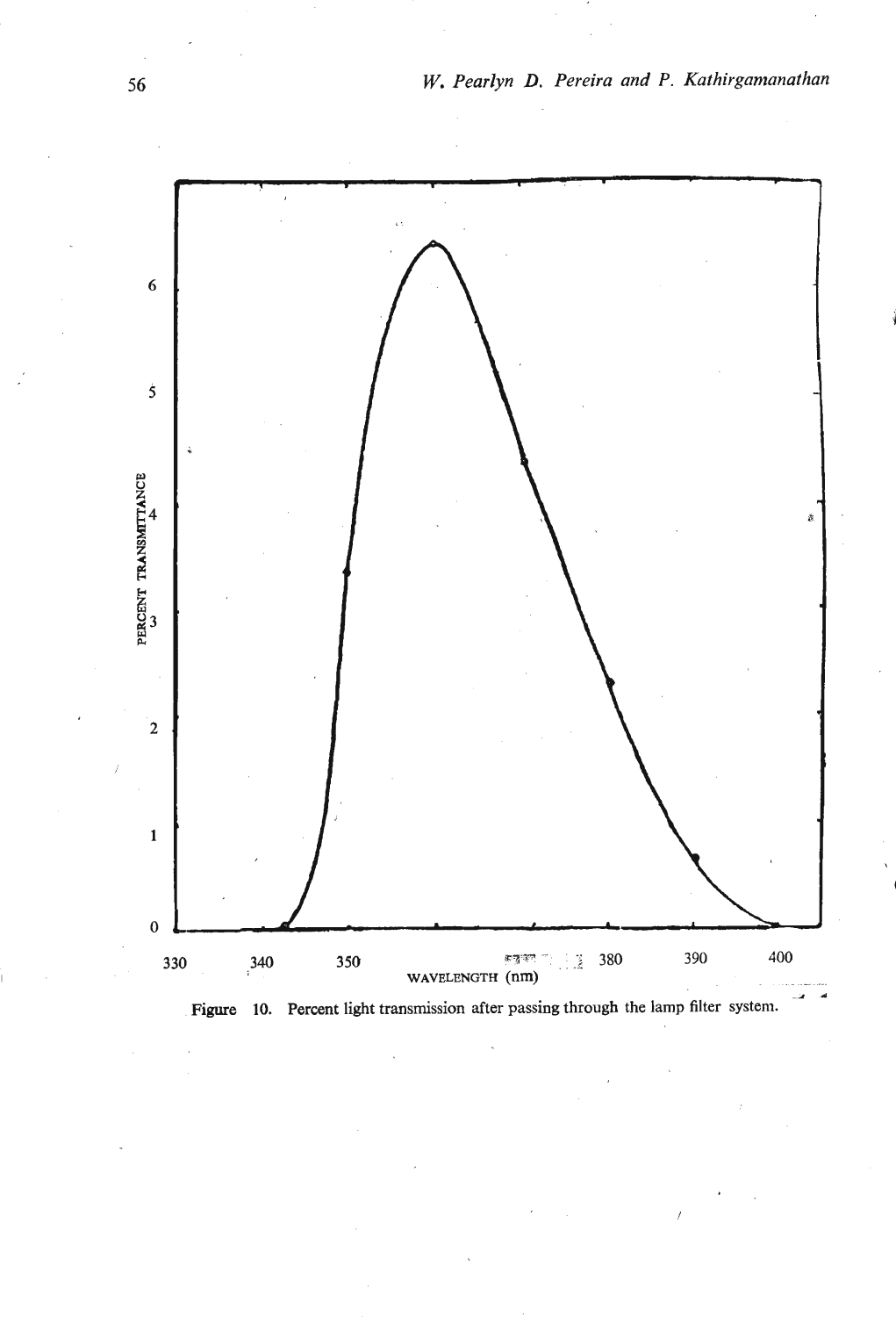Figure 10. Percent light transmission after passing through the lamp filter system.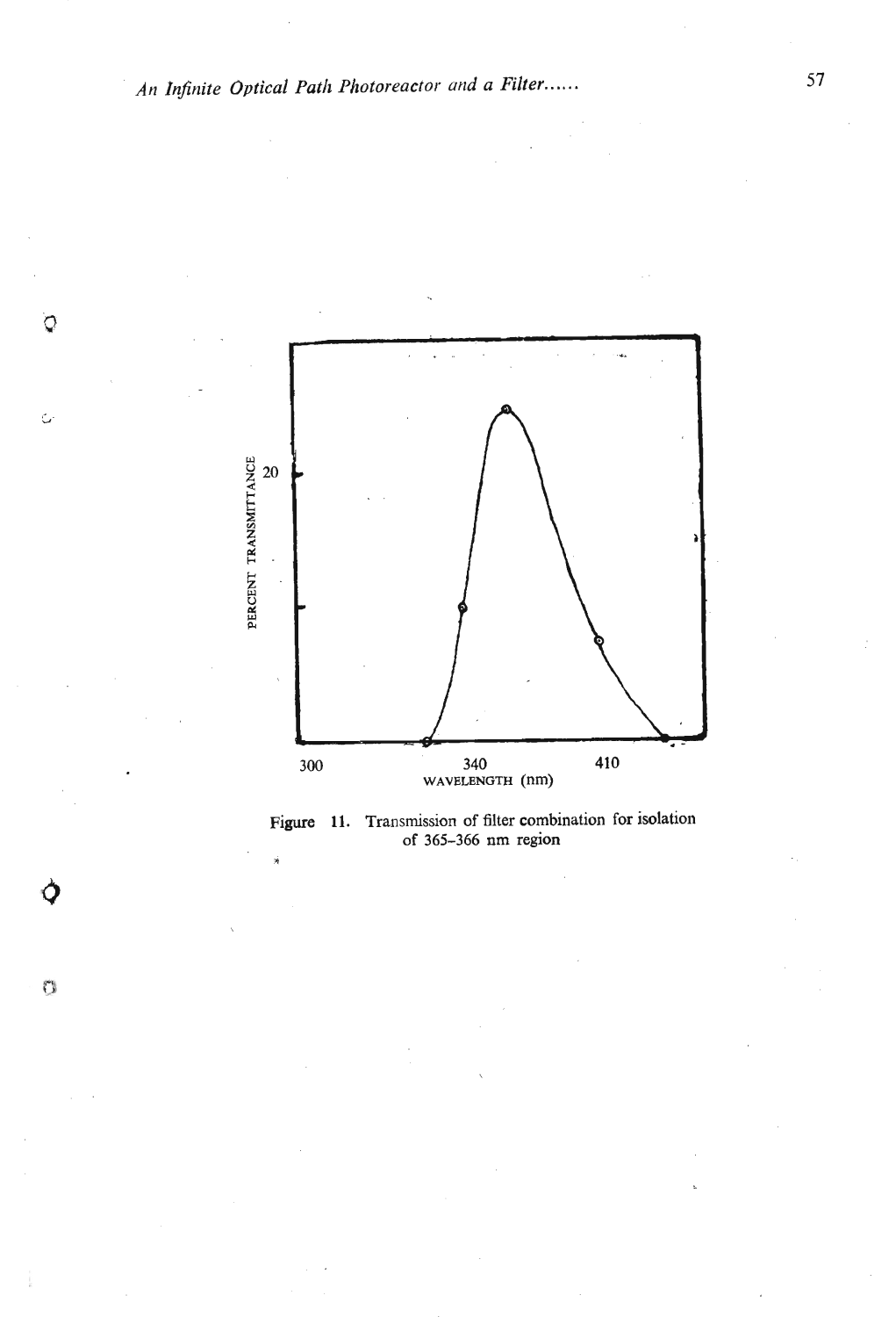Figure 11. Transmission of filter combination for isolation of 365–366 nm region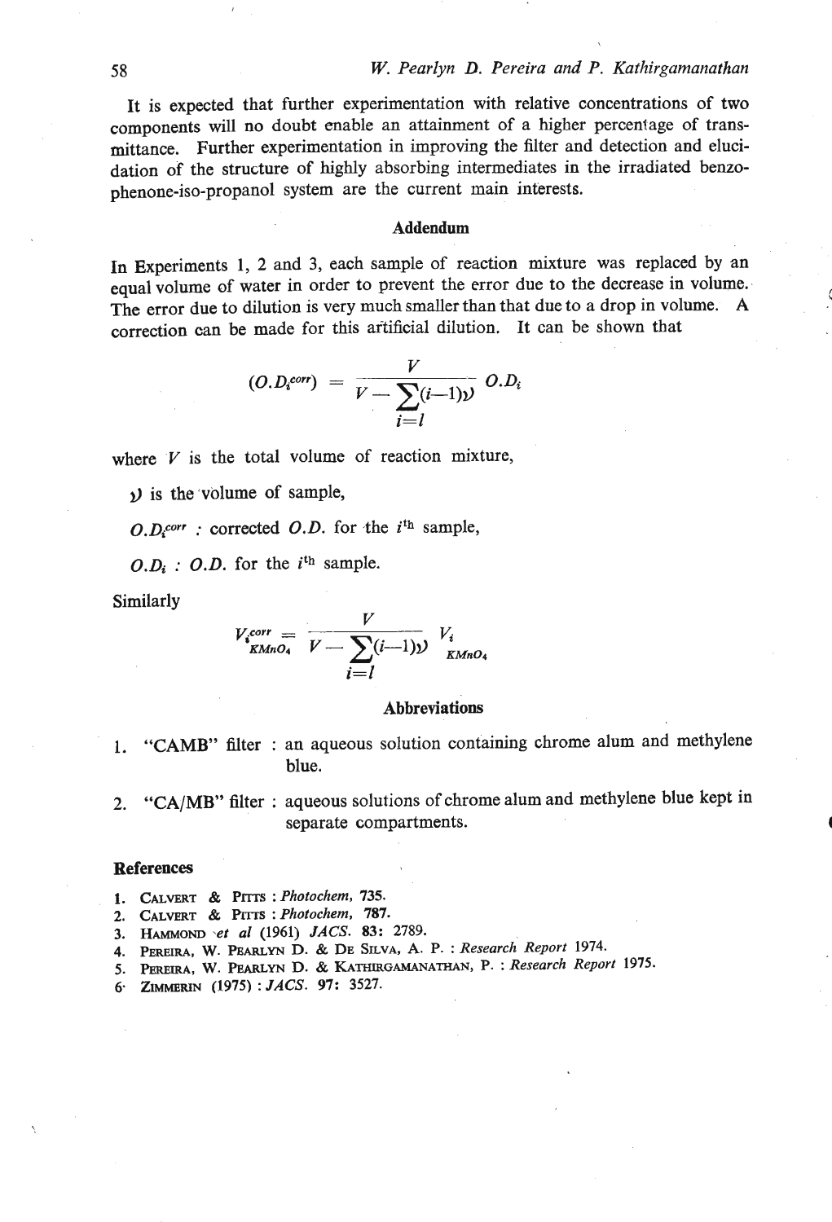It is expected that further experimentation with relative concentrations of two components will no doubt enable an attainment of a higher percentage of transmittance. Further experimentation in improving the filter and detection and elucidation of the structure of highly absorbing intermediates in the irradiated benzophenone-iso-propanol system are the current main interests.

## Addendum

In Experiments 1, 2 and 3, each sample of reaction mixture was replaced by an equal volume of water in order to prevent the error due to the decrease in volume. The error due to dilution is very much smaller than that due to a drop in volume. A correction can be made for this artificial dilution. It can be shown that

$$(O.D_i^{corr}) = \frac{V}{V - \sum_{i=l}(i-1)\nu} O.D_i$$

where $V$ is the total volume of reaction mixture,

$\nu$ is the volume of sample,

$O.D_i^{corr}$ : corrected $O.D.$ for the $i^{th}$ sample,

$O.D_i$ : $O.D.$ for the $i^{th}$ sample.

Similarly

$$V_{i\,KMnO_4}^{corr} = \frac{V}{V - \sum_{i=l}(i-1)\nu} V_{i\,KMnO_4}$$

## Abbreviations

1. "CAMB" filter : an aqueous solution containing chrome alum and methylene blue.
2. "CA/MB" filter : aqueous solutions of chrome alum and methylene blue kept in separate compartments.

## References

1. Calvert & Pitts : *Photochem,* **735**.
2. Calvert & Pitts : *Photochem,* **787**.
3. Hammond *et al* (1961) *JACS.* **83:** 2789.
4. Pereira, W. Pearlyn D. & De Silva, A. P. : *Research Report* 1974.
5. Pereira, W. Pearlyn D. & Kathirgamanathan, P. : *Research Report* 1975.
6. Zimmerin (1975) : *JACS.* **97:** 3527.